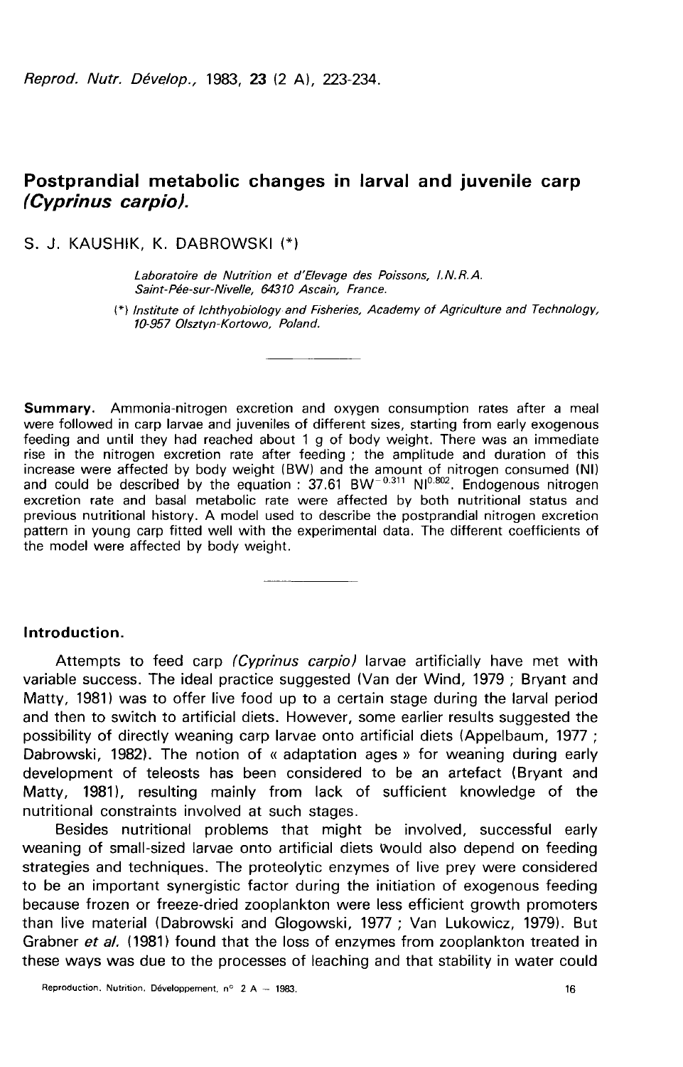# Postprandial metabolic changes in larval and juvenile carp (*Cyprinus carpio*).

S. J. KAUSHIK, K. DABROWSKI (*)

*Laboratoire de Nutrition et d'Elevage des Poissons, I.N.R.A. Saint-Pée-sur-Nivelle, 64310 Ascain, France.*

(*) *Institute of Ichthyobiology and Fisheries, Academy of Agriculture and Technology, 10-957 Olsztyn-Kortowo, Poland.*

---

**Summary.** Ammonia-nitrogen excretion and oxygen consumption rates after a meal were followed in carp larvae and juveniles of different sizes, starting from early exogenous feeding and until they had reached about 1 g of body weight. There was an immediate rise in the nitrogen excretion rate after feeding ; the amplitude and duration of this increase were affected by body weight (BW) and the amount of nitrogen consumed (NI) and could be described by the equation : $37.61\ BW^{-0.311}\ NI^{0.802}$. Endogenous nitrogen excretion rate and basal metabolic rate were affected by both nutritional status and previous nutritional history. A model used to describe the postprandial nitrogen excretion pattern in young carp fitted well with the experimental data. The different coefficients of the model were affected by body weight.

---

## Introduction.

Attempts to feed carp (*Cyprinus carpio*) larvae artificially have met with variable success. The ideal practice suggested (Van der Wind, 1979 ; Bryant and Matty, 1981) was to offer live food up to a certain stage during the larval period and then to switch to artificial diets. However, some earlier results suggested the possibility of directly weaning carp larvae onto artificial diets (Appelbaum, 1977 ; Dabrowski, 1982). The notion of « adaptation ages » for weaning during early development of teleosts has been considered to be an artefact (Bryant and Matty, 1981), resulting mainly from lack of sufficient knowledge of the nutritional constraints involved at such stages.

Besides nutritional problems that might be involved, successful early weaning of small-sized larvae onto artificial diets would also depend on feeding strategies and techniques. The proteolytic enzymes of live prey were considered to be an important synergistic factor during the initiation of exogenous feeding because frozen or freeze-dried zooplankton were less efficient growth promoters than live material (Dabrowski and Glogowski, 1977 ; Van Lukowicz, 1979). But Grabner *et al.* (1981) found that the loss of enzymes from zooplankton treated in these ways was due to the processes of leaching and that stability in water could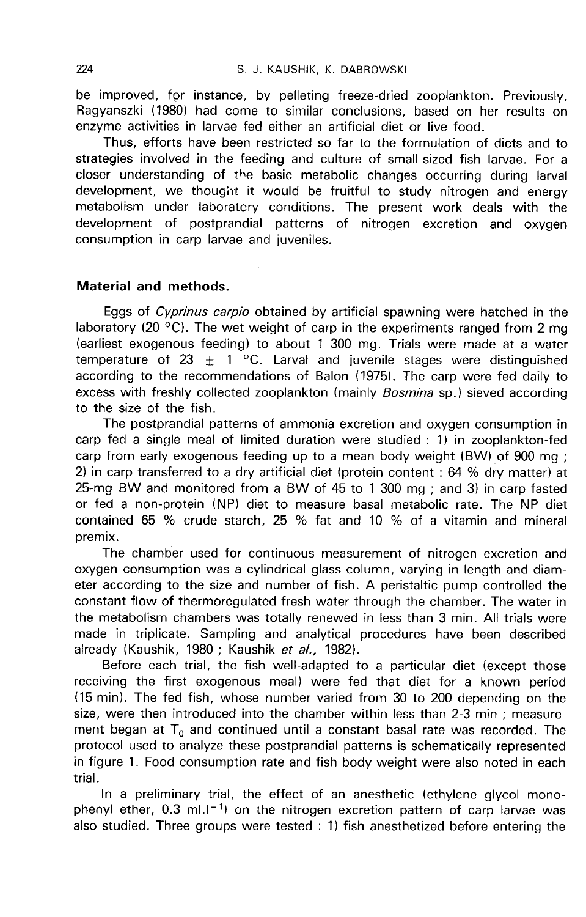be improved, for instance, by pelleting freeze-dried zooplankton. Previously, Ragyanszki (1980) had come to similar conclusions, based on her results on enzyme activities in larvae fed either an artificial diet or live food.

Thus, efforts have been restricted so far to the formulation of diets and to strategies involved in the feeding and culture of small-sized fish larvae. For a closer understanding of the basic metabolic changes occurring during larval development, we thought it would be fruitful to study nitrogen and energy metabolism under laboratory conditions. The present work deals with the development of postprandial patterns of nitrogen excretion and oxygen consumption in carp larvae and juveniles.

## Material and methods.

Eggs of *Cyprinus carpio* obtained by artificial spawning were hatched in the laboratory (20 °C). The wet weight of carp in the experiments ranged from 2 mg (earliest exogenous feeding) to about 1 300 mg. Trials were made at a water temperature of 23 $\pm$ 1 °C. Larval and juvenile stages were distinguished according to the recommendations of Balon (1975). The carp were fed daily to excess with freshly collected zooplankton (mainly *Bosmina* sp.) sieved according to the size of the fish.

The postprandial patterns of ammonia excretion and oxygen consumption in carp fed a single meal of limited duration were studied : 1) in zooplankton-fed carp from early exogenous feeding up to a mean body weight (BW) of 900 mg ; 2) in carp transferred to a dry artificial diet (protein content : 64 % dry matter) at 25-mg BW and monitored from a BW of 45 to 1 300 mg ; and 3) in carp fasted or fed a non-protein (NP) diet to measure basal metabolic rate. The NP diet contained 65 % crude starch, 25 % fat and 10 % of a vitamin and mineral premix.

The chamber used for continuous measurement of nitrogen excretion and oxygen consumption was a cylindrical glass column, varying in length and diameter according to the size and number of fish. A peristaltic pump controlled the constant flow of thermoregulated fresh water through the chamber. The water in the metabolism chambers was totally renewed in less than 3 min. All trials were made in triplicate. Sampling and analytical procedures have been described already (Kaushik, 1980 ; Kaushik *et al.*, 1982).

Before each trial, the fish well-adapted to a particular diet (except those receiving the first exogenous meal) were fed that diet for a known period (15 min). The fed fish, whose number varied from 30 to 200 depending on the size, were then introduced into the chamber within less than 2-3 min ; measurement began at $T_0$ and continued until a constant basal rate was recorded. The protocol used to analyze these postprandial patterns is schematically represented in figure 1. Food consumption rate and fish body weight were also noted in each trial.

In a preliminary trial, the effect of an anesthetic (ethylene glycol monophenyl ether, 0.3 $ml.l^{-1}$) on the nitrogen excretion pattern of carp larvae was also studied. Three groups were tested : 1) fish anesthetized before entering the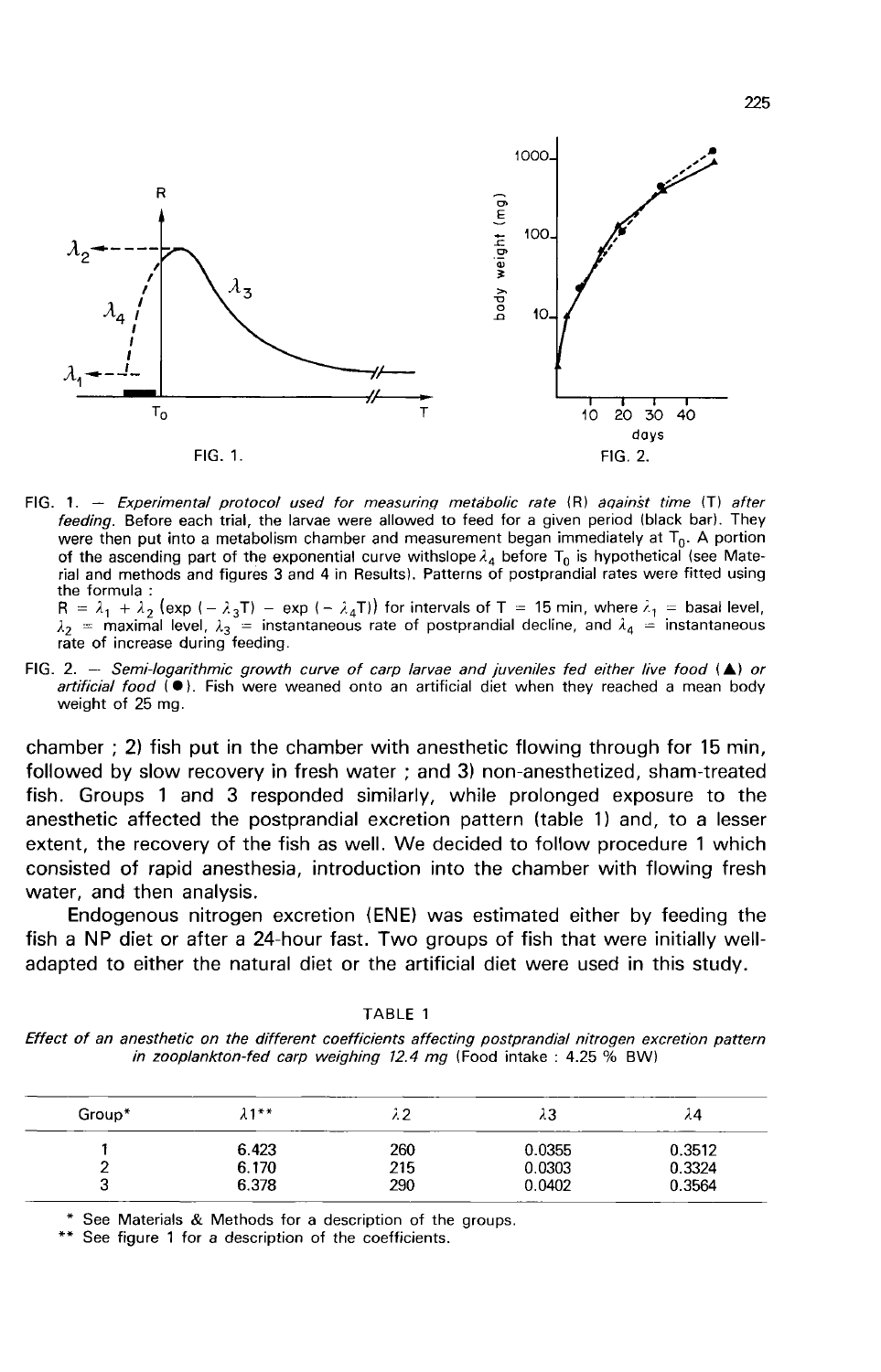FIG. 1.

FIG. 2.

FIG. 1. — *Experimental protocol used for measuring metabolic rate* (R) *against time* (T) *after feeding.* Before each trial, the larvae were allowed to feed for a given period (black bar). They were then put into a metabolism chamber and measurement began immediately at $T_0$. A portion of the ascending part of the exponential curve with slope $\lambda_4$ before $T_0$ is hypothetical (see Material and methods and figures 3 and 4 in Results). Patterns of postprandial rates were fitted using the formula :
$R = \lambda_1 + \lambda_2 (\exp(-\lambda_3 T) - \exp(-\lambda_4 T))$ for intervals of T = 15 min, where $\lambda_1$ = basal level, $\lambda_2$ = maximal level, $\lambda_3$ = instantaneous rate of postprandial decline, and $\lambda_4$ = instantaneous rate of increase during feeding.

FIG. 2. — *Semi-logarithmic growth curve of carp larvae and juveniles fed either live food* (▲) *or artificial food* (●). Fish were weaned onto an artificial diet when they reached a mean body weight of 25 mg.

chamber ; 2) fish put in the chamber with anesthetic flowing through for 15 min, followed by slow recovery in fresh water ; and 3) non-anesthetized, sham-treated fish. Groups 1 and 3 responded similarly, while prolonged exposure to the anesthetic affected the postprandial excretion pattern (table 1) and, to a lesser extent, the recovery of the fish as well. We decided to follow procedure 1 which consisted of rapid anesthesia, introduction into the chamber with flowing fresh water, and then analysis.

Endogenous nitrogen excretion (ENE) was estimated either by feeding the fish a NP diet or after a 24-hour fast. Two groups of fish that were initially well-adapted to either the natural diet or the artificial diet were used in this study.

TABLE 1

*Effect of an anesthetic on the different coefficients affecting postprandial nitrogen excretion pattern in zooplankton-fed carp weighing 12.4 mg* (Food intake : 4.25 % BW)

| Group* | $\lambda$1** | $\lambda$2 | $\lambda$3 | $\lambda$4 |
|---|---|---|---|---|
| 1 | 6.423 | 260 | 0.0355 | 0.3512 |
| 2 | 6.170 | 215 | 0.0303 | 0.3324 |
| 3 | 6.378 | 290 | 0.0402 | 0.3564 |

\* See Materials & Methods for a description of the groups.

\*\* See figure 1 for a description of the coefficients.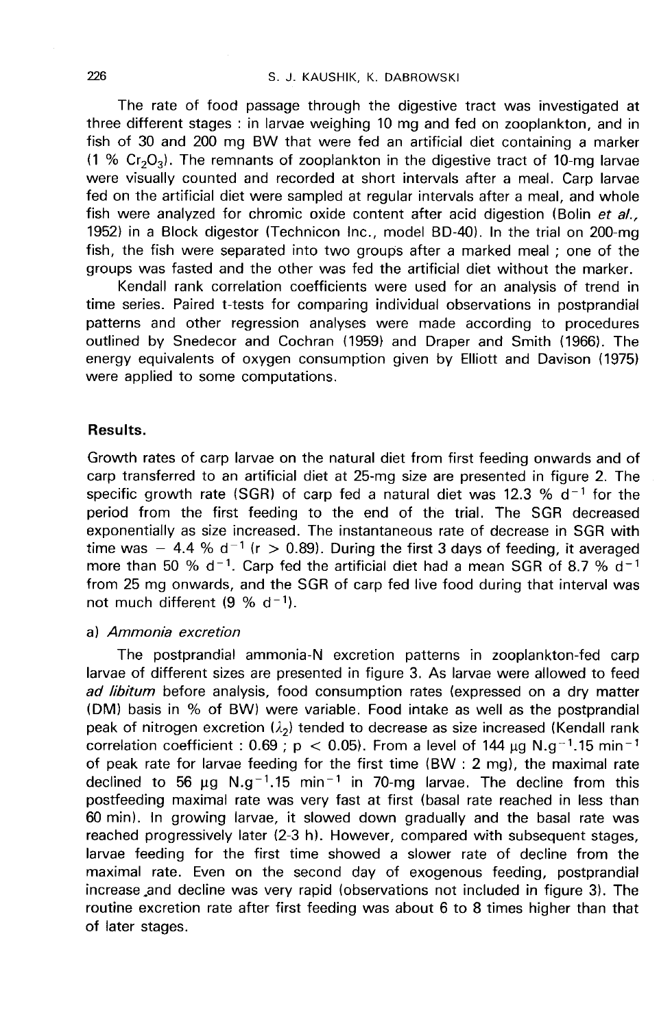The rate of food passage through the digestive tract was investigated at three different stages : in larvae weighing 10 mg and fed on zooplankton, and in fish of 30 and 200 mg BW that were fed an artificial diet containing a marker (1 % $Cr_2O_3$). The remnants of zooplankton in the digestive tract of 10-mg larvae were visually counted and recorded at short intervals after a meal. Carp larvae fed on the artificial diet were sampled at regular intervals after a meal, and whole fish were analyzed for chromic oxide content after acid digestion (Bolin *et al.,* 1952) in a Block digestor (Technicon Inc., model BD-40). In the trial on 200-mg fish, the fish were separated into two groups after a marked meal ; one of the groups was fasted and the other was fed the artificial diet without the marker.

Kendall rank correlation coefficients were used for an analysis of trend in time series. Paired t-tests for comparing individual observations in postprandial patterns and other regression analyses were made according to procedures outlined by Snedecor and Cochran (1959) and Draper and Smith (1966). The energy equivalents of oxygen consumption given by Elliott and Davison (1975) were applied to some computations.

## Results.

Growth rates of carp larvae on the natural diet from first feeding onwards and of carp transferred to an artificial diet at 25-mg size are presented in figure 2. The specific growth rate (SGR) of carp fed a natural diet was 12.3 % $d^{-1}$ for the period from the first feeding to the end of the trial. The SGR decreased exponentially as size increased. The instantaneous rate of decrease in SGR with time was − 4.4 % $d^{-1}$ ($r > 0.89$). During the first 3 days of feeding, it averaged more than 50 % $d^{-1}$. Carp fed the artificial diet had a mean SGR of 8.7 % $d^{-1}$ from 25 mg onwards, and the SGR of carp fed live food during that interval was not much different (9 % $d^{-1}$).

a) *Ammonia excretion*

The postprandial ammonia-N excretion patterns in zooplankton-fed carp larvae of different sizes are presented in figure 3. As larvae were allowed to feed *ad libitum* before analysis, food consumption rates (expressed on a dry matter (DM) basis in % of BW) were variable. Food intake as well as the postprandial peak of nitrogen excretion ($\lambda_2$) tended to decrease as size increased (Kendall rank correlation coefficient : 0.69 ; $p < 0.05$). From a level of 144 µg $N.g^{-1}.15\ min^{-1}$ of peak rate for larvae feeding for the first time (BW : 2 mg), the maximal rate declined to 56 µg $N.g^{-1}.15\ min^{-1}$ in 70-mg larvae. The decline from this postfeeding maximal rate was very fast at first (basal rate reached in less than 60 min). In growing larvae, it slowed down gradually and the basal rate was reached progressively later (2-3 h). However, compared with subsequent stages, larvae feeding for the first time showed a slower rate of decline from the maximal rate. Even on the second day of exogenous feeding, postprandial increase and decline was very rapid (observations not included in figure 3). The routine excretion rate after first feeding was about 6 to 8 times higher than that of later stages.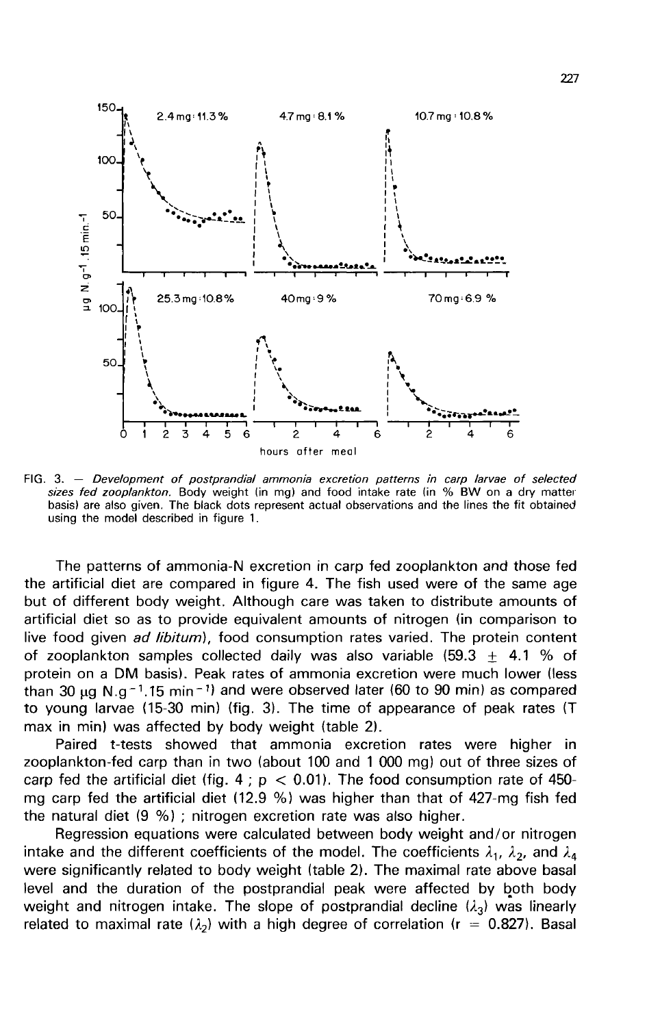FIG. 3. — *Development of postprandial ammonia excretion patterns in carp larvae of selected sizes fed zooplankton.* Body weight (in mg) and food intake rate (in % BW on a dry matter basis) are also given. The black dots represent actual observations and the lines the fit obtained using the model described in figure 1.

The patterns of ammonia-N excretion in carp fed zooplankton and those fed the artificial diet are compared in figure 4. The fish used were of the same age but of different body weight. Although care was taken to distribute amounts of artificial diet so as to provide equivalent amounts of nitrogen (in comparison to live food given *ad libitum*), food consumption rates varied. The protein content of zooplankton samples collected daily was also variable (59.3 $\pm$ 4.1 % of protein on a DM basis). Peak rates of ammonia excretion were much lower (less than 30 $\mu$g N.g$^{-1}$.15 min$^{-1}$) and were observed later (60 to 90 min) as compared to young larvae (15-30 min) (fig. 3). The time of appearance of peak rates (T max in min) was affected by body weight (table 2).

Paired t-tests showed that ammonia excretion rates were higher in zooplankton-fed carp than in two (about 100 and 1 000 mg) out of three sizes of carp fed the artificial diet (fig. 4 ; $p < 0.01$). The food consumption rate of 450-mg carp fed the artificial diet (12.9 %) was higher than that of 427-mg fish fed the natural diet (9 %) ; nitrogen excretion rate was also higher.

Regression equations were calculated between body weight and/or nitrogen intake and the different coefficients of the model. The coefficients $\lambda_1$, $\lambda_2$, and $\lambda_4$ were significantly related to body weight (table 2). The maximal rate above basal level and the duration of the postprandial peak were affected by both body weight and nitrogen intake. The slope of postprandial decline ($\lambda_3$) was linearly related to maximal rate ($\lambda_2$) with a high degree of correlation ($r = 0.827$). Basal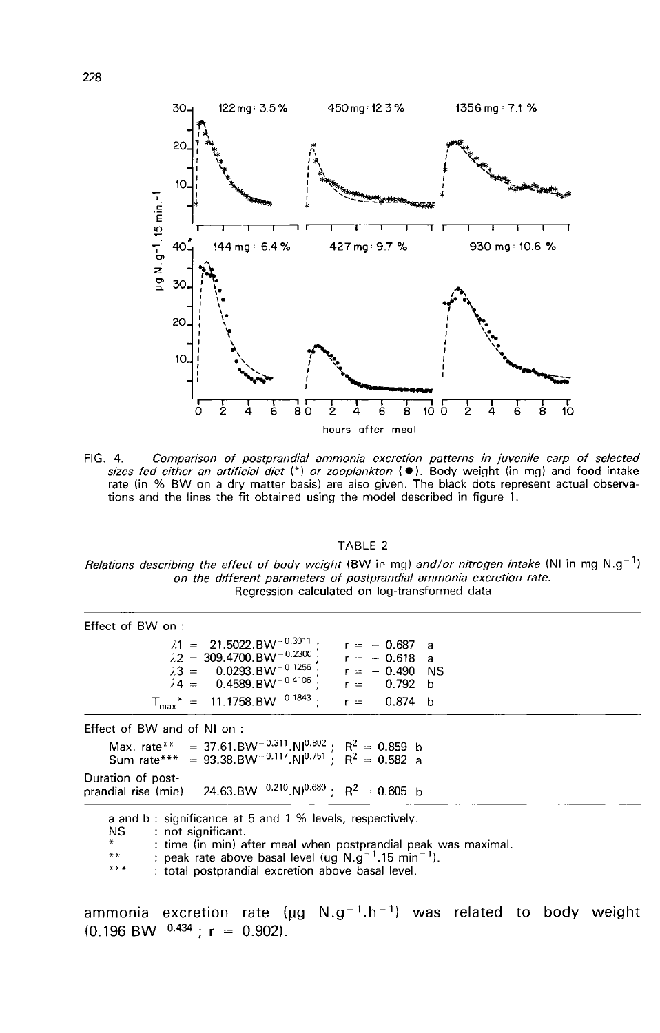FIG. 4. — *Comparison of postprandial ammonia excretion patterns in juvenile carp of selected sizes fed either an artificial diet (*) or zooplankton (●). Body weight (in mg) and food intake rate (in % BW on a dry matter basis) are also given. The black dots represent actual observations and the lines the fit obtained using the model described in figure 1.*

TABLE 2

*Relations describing the effect of body weight (BW in mg) and/or nitrogen intake (NI in mg N.g$^{-1}$) on the different parameters of postprandial ammonia excretion rate.*
Regression calculated on log-transformed data

| | | | |
|---|---|---|---|
| **Effect of BW on :** | | | |
| $\lambda 1 = 21.5022.BW^{-0.3011}$ ; | $r = -0.687$ | a | |
| $\lambda 2 = 309.4700.BW^{-0.2300}$ ; | $r = -0.618$ | a | |
| $\lambda 3 = 0.0293.BW^{-0.1256}$ ; | $r = -0.490$ | NS | |
| $\lambda 4 = 0.4589.BW^{-0.4106}$ ; | $r = -0.792$ | b | |
| $T_{max}$* $= 11.1758.BW^{0.1843}$ ; | $r = 0.874$ | b | |
| **Effect of BW and of NI on :** | | | |
| Max. rate** $= 37.61.BW^{-0.311}.NI^{0.802}$ ; | $R^2 = 0.859$ | b | |
| Sum rate*** $= 93.38.BW^{-0.117}.NI^{0.751}$ ; | $R^2 = 0.582$ | a | |
| Duration of postprandial rise (min) $= 24.63.BW^{0.210}.NI^{0.680}$ ; | $R^2 = 0.605$ | b | |

a and b : significance at 5 and 1 % levels, respectively.
NS : not significant.
* : time (in min) after meal when postprandial peak was maximal.
** : peak rate above basal level (μg N.g$^{-1}$.15 min$^{-1}$).
*** : total postprandial excretion above basal level.

ammonia excretion rate (μg N.g$^{-1}$.h$^{-1}$) was related to body weight ($0.196\ BW^{-0.434}$ ; $r = 0.902$).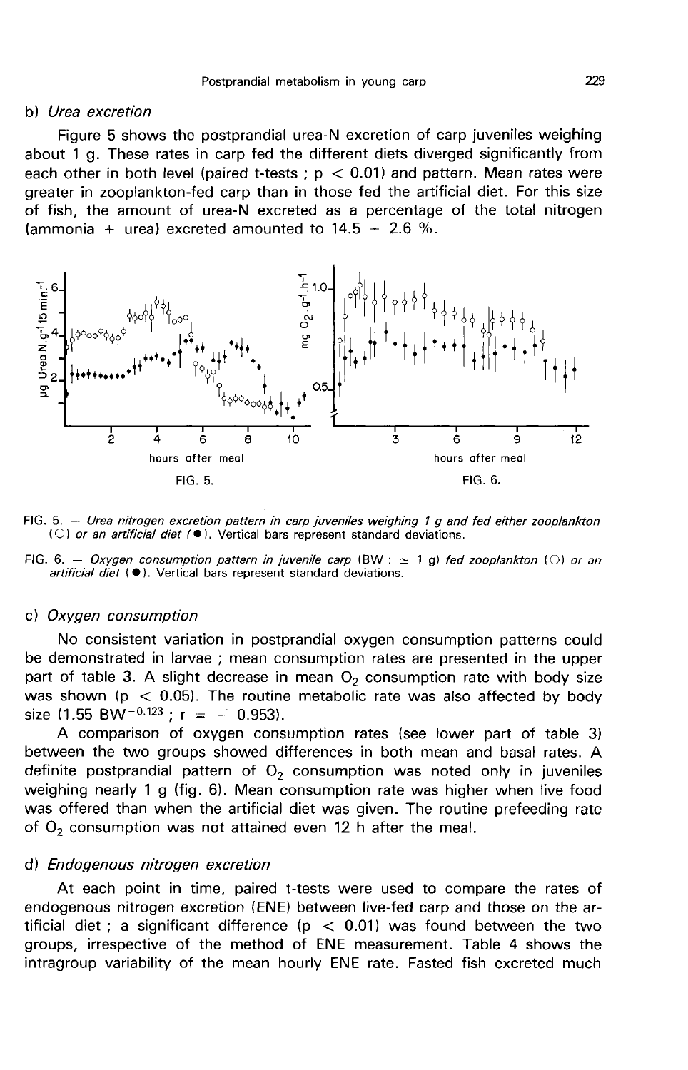### b) *Urea excretion*

Figure 5 shows the postprandial urea-N excretion of carp juveniles weighing about 1 g. These rates in carp fed the different diets diverged significantly from each other in both level (paired t-tests ; $p < 0.01$) and pattern. Mean rates were greater in zooplankton-fed carp than in those fed the artificial diet. For this size of fish, the amount of urea-N excreted as a percentage of the total nitrogen (ammonia + urea) excreted amounted to 14.5 ± 2.6 %.

FIG. 5. — *Urea nitrogen excretion pattern in carp juveniles weighing 1 g and fed either zooplankton* (○) *or an artificial diet* (●). Vertical bars represent standard deviations.

FIG. 6. — *Oxygen consumption pattern in juvenile carp* (BW : ≃ 1 g) *fed zooplankton* (○) *or an artificial diet* (●). Vertical bars represent standard deviations.

### c) *Oxygen consumption*

No consistent variation in postprandial oxygen consumption patterns could be demonstrated in larvae ; mean consumption rates are presented in the upper part of table 3. A slight decrease in mean $O_2$ consumption rate with body size was shown ($p < 0.05$). The routine metabolic rate was also affected by body size ($1.55\ BW^{-0.123}$ ; $r = -0.953$).

A comparison of oxygen consumption rates (see lower part of table 3) between the two groups showed differences in both mean and basal rates. A definite postprandial pattern of $O_2$ consumption was noted only in juveniles weighing nearly 1 g (fig. 6). Mean consumption rate was higher when live food was offered than when the artificial diet was given. The routine prefeeding rate of $O_2$ consumption was not attained even 12 h after the meal.

### d) *Endogenous nitrogen excretion*

At each point in time, paired t-tests were used to compare the rates of endogenous nitrogen excretion (ENE) between live-fed carp and those on the artificial diet ; a significant difference ($p < 0.01$) was found between the two groups, irrespective of the method of ENE measurement. Table 4 shows the intragroup variability of the mean hourly ENE rate. Fasted fish excreted much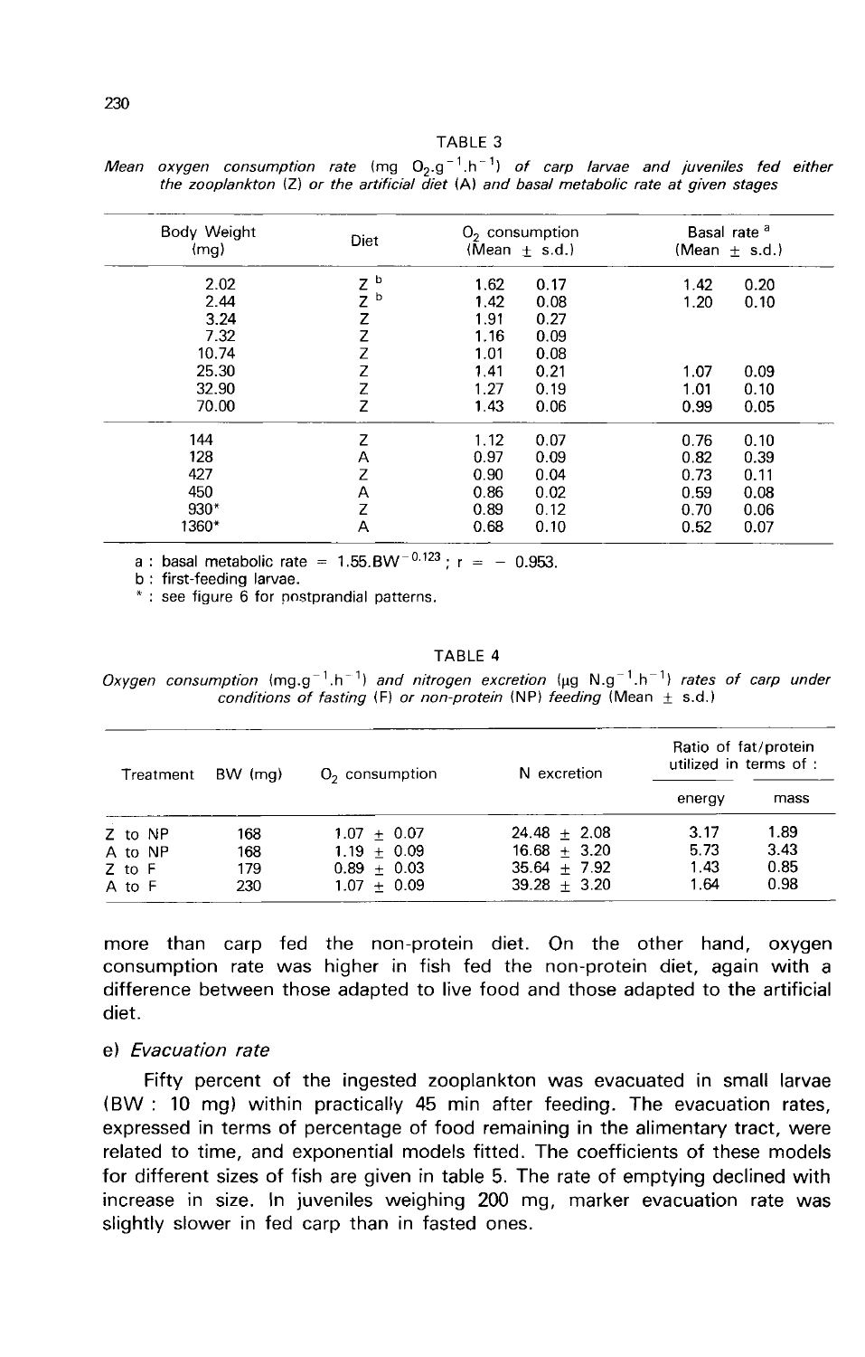TABLE 3

*Mean oxygen consumption rate (mg $O_2.g^{-1}.h^{-1}$) of carp larvae and juveniles fed either the zooplankton (Z) or the artificial diet (A) and basal metabolic rate at given stages*

| Body Weight (mg) | Diet | $O_2$ consumption (Mean ± s.d.) | | Basal rate [a] (Mean ± s.d.) | |
|---|---|---|---|---|---|
| 2.02 | Z [b] | 1.62 | 0.17 | 1.42 | 0.20 |
| 2.44 | Z [b] | 1.42 | 0.08 | 1.20 | 0.10 |
| 3.24 | Z | 1.91 | 0.27 | | |
| 7.32 | Z | 1.16 | 0.09 | | |
| 10.74 | Z | 1.01 | 0.08 | | |
| 25.30 | Z | 1.41 | 0.21 | 1.07 | 0.09 |
| 32.90 | Z | 1.27 | 0.19 | 1.01 | 0.10 |
| 70.00 | Z | 1.43 | 0.06 | 0.99 | 0.05 |
| 144 | Z | 1.12 | 0.07 | 0.76 | 0.10 |
| 128 | A | 0.97 | 0.09 | 0.82 | 0.39 |
| 427 | Z | 0.90 | 0.04 | 0.73 | 0.11 |
| 450 | A | 0.86 | 0.02 | 0.59 | 0.08 |
| 930* | Z | 0.89 | 0.12 | 0.70 | 0.06 |
| 1360* | A | 0.68 | 0.10 | 0.52 | 0.07 |

a : basal metabolic rate = $1.55.BW^{-0.123}$ ; $r = -0.953$.
b : first-feeding larvae.
\* : see figure 6 for postprandial patterns.

TABLE 4

*Oxygen consumption (mg.$g^{-1}.h^{-1}$) and nitrogen excretion (µg N.$g^{-1}.h^{-1}$) rates of carp under conditions of fasting (F) or non-protein (NP) feeding (Mean ± s.d.)*

| Treatment | BW (mg) | $O_2$ consumption | N excretion | Ratio of fat/protein utilized in terms of : | |
|---|---|---|---|---|---|
| | | | | energy | mass |
| Z to NP | 168 | 1.07 ± 0.07 | 24.48 ± 2.08 | 3.17 | 1.89 |
| A to NP | 168 | 1.19 ± 0.09 | 16.68 ± 3.20 | 5.73 | 3.43 |
| Z to F | 179 | 0.89 ± 0.03 | 35.64 ± 7.92 | 1.43 | 0.85 |
| A to F | 230 | 1.07 ± 0.09 | 39.28 ± 3.20 | 1.64 | 0.98 |

more than carp fed the non-protein diet. On the other hand, oxygen consumption rate was higher in fish fed the non-protein diet, again with a difference between those adapted to live food and those adapted to the artificial diet.

### e) *Evacuation rate*

Fifty percent of the ingested zooplankton was evacuated in small larvae (BW : 10 mg) within practically 45 min after feeding. The evacuation rates, expressed in terms of percentage of food remaining in the alimentary tract, were related to time, and exponential models fitted. The coefficients of these models for different sizes of fish are given in table 5. The rate of emptying declined with increase in size. In juveniles weighing 200 mg, marker evacuation rate was slightly slower in fed carp than in fasted ones.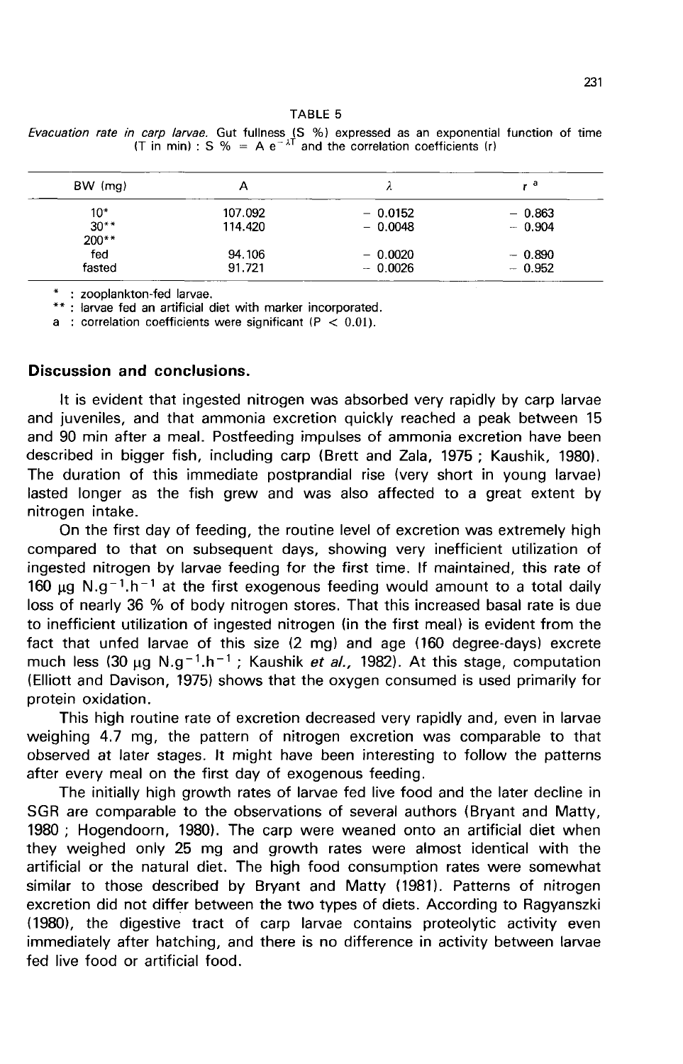TABLE 5

*Evacuation rate in carp larvae.* Gut fullness (S %) expressed as an exponential function of time (T in min) : S % = A $e^{-\lambda T}$ and the correlation coefficients (r)

| BW (mg) | A | $\lambda$ | r [a] |
|---|---|---|---|
| 10* | 107.092 | − 0.0152 | − 0.863 |
| 30** | 114.420 | − 0.0048 | − 0.904 |
| 200** | | | |
| fed | 94.106 | − 0.0020 | − 0.890 |
| fasted | 91.721 | − 0.0026 | − 0.952 |

\* : zooplankton-fed larvae.
\** : larvae fed an artificial diet with marker incorporated.
a : correlation coefficients were significant ($P < 0.01$).

## Discussion and conclusions.

It is evident that ingested nitrogen was absorbed very rapidly by carp larvae and juveniles, and that ammonia excretion quickly reached a peak between 15 and 90 min after a meal. Postfeeding impulses of ammonia excretion have been described in bigger fish, including carp (Brett and Zala, 1975 ; Kaushik, 1980). The duration of this immediate postprandial rise (very short in young larvae) lasted longer as the fish grew and was also affected to a great extent by nitrogen intake.

On the first day of feeding, the routine level of excretion was extremely high compared to that on subsequent days, showing very inefficient utilization of ingested nitrogen by larvae feeding for the first time. If maintained, this rate of 160 $\mu g\ N.g^{-1}.h^{-1}$ at the first exogenous feeding would amount to a total daily loss of nearly 36 % of body nitrogen stores. That this increased basal rate is due to inefficient utilization of ingested nitrogen (in the first meal) is evident from the fact that unfed larvae of this size (2 mg) and age (160 degree-days) excrete much less (30 $\mu g\ N.g^{-1}.h^{-1}$ ; Kaushik *et al.,* 1982). At this stage, computation (Elliott and Davison, 1975) shows that the oxygen consumed is used primarily for protein oxidation.

This high routine rate of excretion decreased very rapidly and, even in larvae weighing 4.7 mg, the pattern of nitrogen excretion was comparable to that observed at later stages. It might have been interesting to follow the patterns after every meal on the first day of exogenous feeding.

The initially high growth rates of larvae fed live food and the later decline in SGR are comparable to the observations of several authors (Bryant and Matty, 1980 ; Hogendoorn, 1980). The carp were weaned onto an artificial diet when they weighed only 25 mg and growth rates were almost identical with the artificial or the natural diet. The high food consumption rates were somewhat similar to those described by Bryant and Matty (1981). Patterns of nitrogen excretion did not differ between the two types of diets. According to Ragyanszki (1980), the digestive tract of carp larvae contains proteolytic activity even immediately after hatching, and there is no difference in activity between larvae fed live food or artificial food.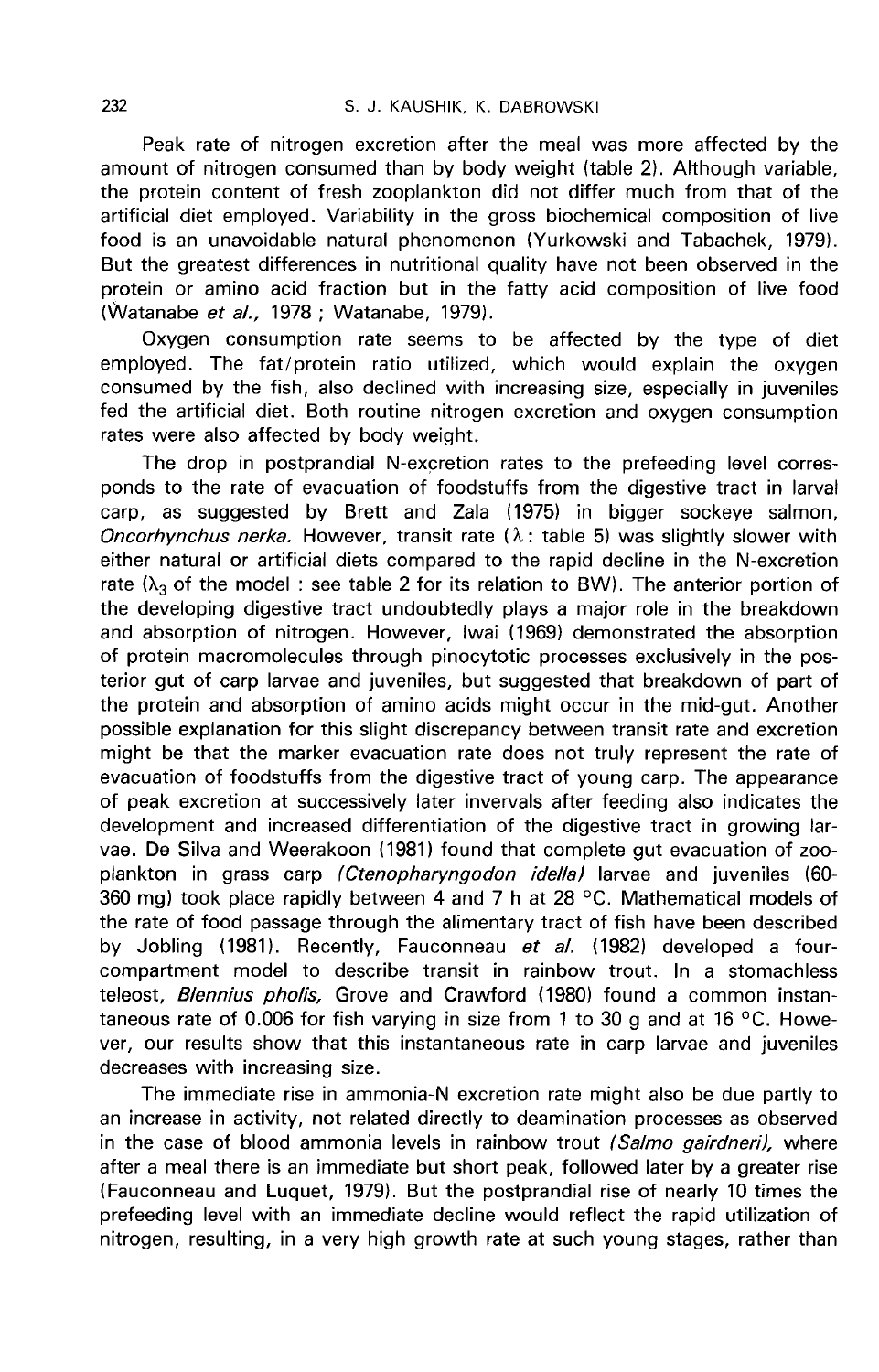Peak rate of nitrogen excretion after the meal was more affected by the amount of nitrogen consumed than by body weight (table 2). Although variable, the protein content of fresh zooplankton did not differ much from that of the artificial diet employed. Variability in the gross biochemical composition of live food is an unavoidable natural phenomenon (Yurkowski and Tabachek, 1979). But the greatest differences in nutritional quality have not been observed in the protein or amino acid fraction but in the fatty acid composition of live food (Watanabe *et al.,* 1978 ; Watanabe, 1979).

Oxygen consumption rate seems to be affected by the type of diet employed. The fat/protein ratio utilized, which would explain the oxygen consumed by the fish, also declined with increasing size, especially in juveniles fed the artificial diet. Both routine nitrogen excretion and oxygen consumption rates were also affected by body weight.

The drop in postprandial N-excretion rates to the prefeeding level corresponds to the rate of evacuation of foodstuffs from the digestive tract in larval carp, as suggested by Brett and Zala (1975) in bigger sockeye salmon, *Oncorhynchus nerka.* However, transit rate ($\lambda$ : table 5) was slightly slower with either natural or artificial diets compared to the rapid decline in the N-excretion rate ($\lambda_3$ of the model : see table 2 for its relation to BW). The anterior portion of the developing digestive tract undoubtedly plays a major role in the breakdown and absorption of nitrogen. However, Iwai (1969) demonstrated the absorption of protein macromolecules through pinocytotic processes exclusively in the posterior gut of carp larvae and juveniles, but suggested that breakdown of part of the protein and absorption of amino acids might occur in the mid-gut. Another possible explanation for this slight discrepancy between transit rate and excretion might be that the marker evacuation rate does not truly represent the rate of evacuation of foodstuffs from the digestive tract of young carp. The appearance of peak excretion at successively later invervals after feeding also indicates the development and increased differentiation of the digestive tract in growing larvae. De Silva and Weerakoon (1981) found that complete gut evacuation of zooplankton in grass carp *(Ctenopharyngodon idella)* larvae and juveniles (60-360 mg) took place rapidly between 4 and 7 h at 28 °C. Mathematical models of the rate of food passage through the alimentary tract of fish have been described by Jobling (1981). Recently, Fauconneau *et al.* (1982) developed a four-compartment model to describe transit in rainbow trout. In a stomachless teleost, *Blennius pholis,* Grove and Crawford (1980) found a common instantaneous rate of 0.006 for fish varying in size from 1 to 30 g and at 16 °C. However, our results show that this instantaneous rate in carp larvae and juveniles decreases with increasing size.

The immediate rise in ammonia-N excretion rate might also be due partly to an increase in activity, not related directly to deamination processes as observed in the case of blood ammonia levels in rainbow trout *(Salmo gairdneri),* where after a meal there is an immediate but short peak, followed later by a greater rise (Fauconneau and Luquet, 1979). But the postprandial rise of nearly 10 times the prefeeding level with an immediate decline would reflect the rapid utilization of nitrogen, resulting, in a very high growth rate at such young stages, rather than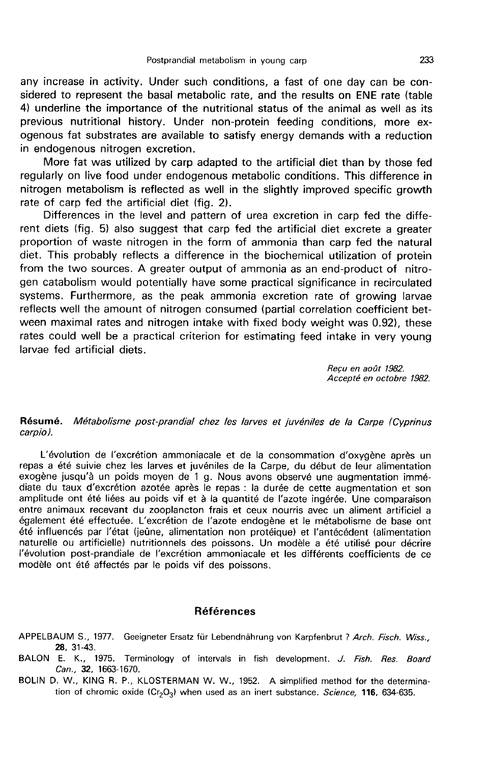any increase in activity. Under such conditions, a fast of one day can be considered to represent the basal metabolic rate, and the results on ENE rate (table 4) underline the importance of the nutritional status of the animal as well as its previous nutritional history. Under non-protein feeding conditions, more exogenous fat substrates are available to satisfy energy demands with a reduction in endogenous nitrogen excretion.

More fat was utilized by carp adapted to the artificial diet than by those fed regularly on live food under endogenous metabolic conditions. This difference in nitrogen metabolism is reflected as well in the slightly improved specific growth rate of carp fed the artificial diet (fig. 2).

Differences in the level and pattern of urea excretion in carp fed the different diets (fig. 5) also suggest that carp fed the artificial diet excrete a greater proportion of waste nitrogen in the form of ammonia than carp fed the natural diet. This probably reflects a difference in the biochemical utilization of protein from the two sources. A greater output of ammonia as an end-product of nitrogen catabolism would potentially have some practical significance in recirculated systems. Furthermore, as the peak ammonia excretion rate of growing larvae reflects well the amount of nitrogen consumed (partial correlation coefficient between maximal rates and nitrogen intake with fixed body weight was 0.92), these rates could well be a practical criterion for estimating feed intake in very young larvae fed artificial diets.

*Reçu en août 1982.*
*Accepté en octobre 1982.*

**Résumé.** *Métabolisme post-prandial chez les larves et juvéniles de la Carpe (Cyprinus carpio).*

L'évolution de l'excrétion ammoniacale et de la consommation d'oxygène après un repas a été suivie chez les larves et juvéniles de la Carpe, du début de leur alimentation exogène jusqu'à un poids moyen de 1 g. Nous avons observé une augmentation immédiate du taux d'excrétion azotée après le repas : la durée de cette augmentation et son amplitude ont été liées au poids vif et à la quantité de l'azote ingérée. Une comparaison entre animaux recevant du zooplancton frais et ceux nourris avec un aliment artificiel a également été effectuée. L'excrétion de l'azote endogène et le métabolisme de base ont été influencés par l'état (jeûne, alimentation non protéique) et l'antécédent (alimentation naturelle ou artificielle) nutritionnels des poissons. Un modèle a été utilisé pour décrire l'évolution post-prandiale de l'excrétion ammoniacale et les différents coefficients de ce modèle ont été affectés par le poids vif des poissons.

## Références

APPELBAUM S., 1977. Geeigneter Ersatz für Lebendnährung von Karpfenbrut ? *Arch. Fisch. Wiss.*, **28**, 31-43.

BALON E. K., 1975. Terminology of intervals in fish development. *J. Fish. Res. Board Can.*, **32**, 1663-1670.

BOLIN D. W., KING R. P., KLOSTERMAN W. W., 1952. A simplified method for the determination of chromic oxide ($Cr_2O_3$) when used as an inert substance. *Science*, **116**, 634-635.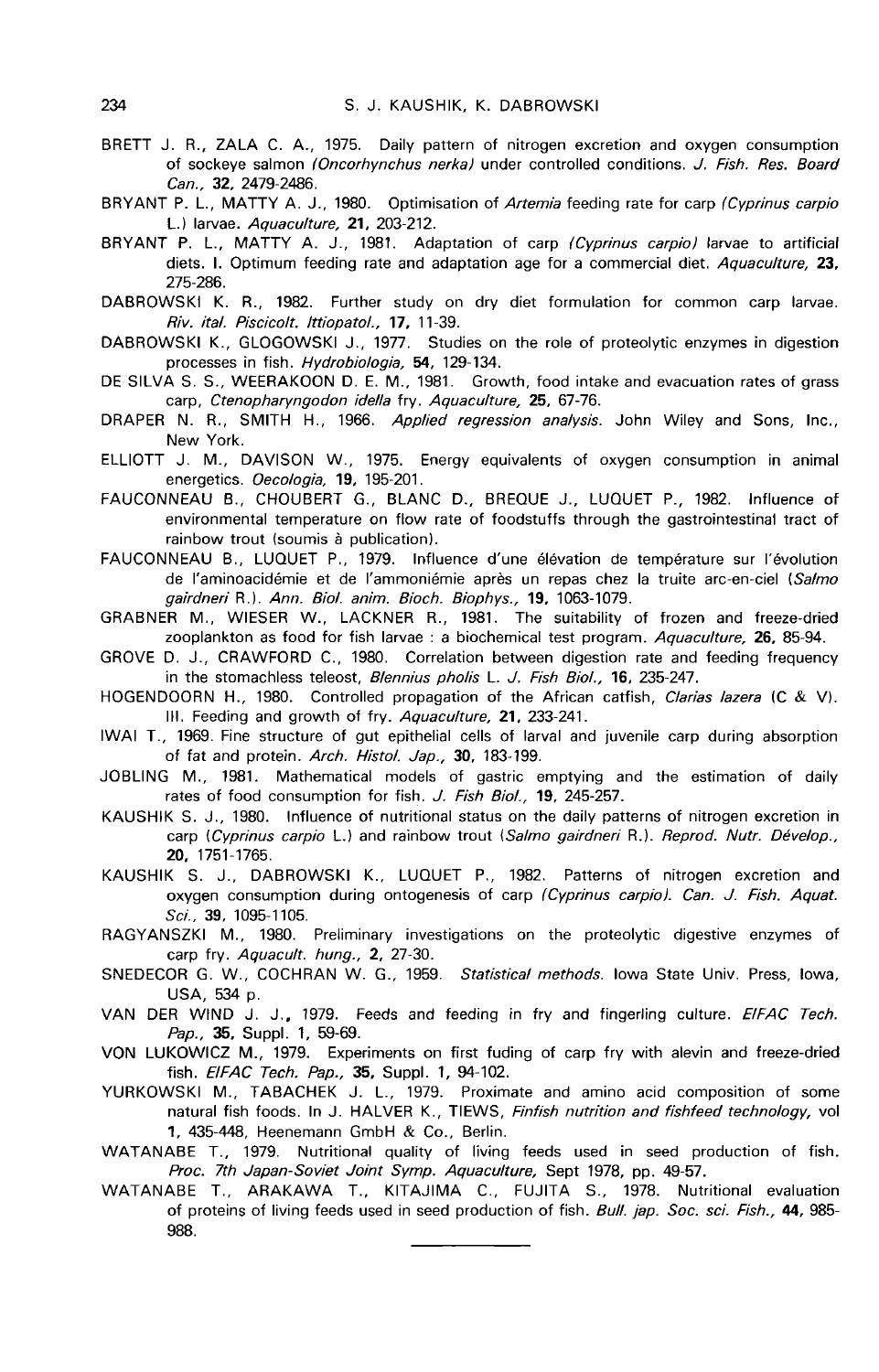BRETT J. R., ZALA C. A., 1975. Daily pattern of nitrogen excretion and oxygen consumption of sockeye salmon *(Oncorhynchus nerka)* under controlled conditions. *J. Fish. Res. Board Can.*, **32**, 2479-2486.

BRYANT P. L., MATTY A. J., 1980. Optimisation of *Artemia* feeding rate for carp *(Cyprinus carpio* L.) larvae. *Aquaculture*, **21**, 203-212.

BRYANT P. L., MATTY A. J., 1981. Adaptation of carp *(Cyprinus carpio)* larvae to artificial diets. I. Optimum feeding rate and adaptation age for a commercial diet. *Aquaculture*, **23**, 275-286.

DABROWSKI K. R., 1982. Further study on dry diet formulation for common carp larvae. *Riv. ital. Piscicolt. Ittiopatol.*, **17**, 11-39.

DABROWSKI K., GLOGOWSKI J., 1977. Studies on the role of proteolytic enzymes in digestion processes in fish. *Hydrobiologia*, **54**, 129-134.

DE SILVA S. S., WEERAKOON D. E. M., 1981. Growth, food intake and evacuation rates of grass carp, *Ctenopharyngodon idella* fry. *Aquaculture*, **25**, 67-76.

DRAPER N. R., SMITH H., 1966. *Applied regression analysis*. John Wiley and Sons, Inc., New York.

ELLIOTT J. M., DAVISON W., 1975. Energy equivalents of oxygen consumption in animal energetics. *Oecologia*, **19**, 195-201.

FAUCONNEAU B., CHOUBERT G., BLANC D., BREQUE J., LUQUET P., 1982. Influence of environmental temperature on flow rate of foodstuffs through the gastrointestinal tract of rainbow trout (soumis à publication).

FAUCONNEAU B., LUQUET P., 1979. Influence d'une élévation de température sur l'évolution de l'aminoacidémie et de l'ammoniémie après un repas chez la truite arc-en-ciel *(Salmo gairdneri* R.). *Ann. Biol. anim. Bioch. Biophys.*, **19**, 1063-1079.

GRABNER M., WIESER W., LACKNER R., 1981. The suitability of frozen and freeze-dried zooplankton as food for fish larvae : a biochemical test program. *Aquaculture*, **26**, 85-94.

GROVE D. J., CRAWFORD C., 1980. Correlation between digestion rate and feeding frequency in the stomachless teleost, *Blennius pholis* L. *J. Fish Biol.*, **16**, 235-247.

HOGENDOORN H., 1980. Controlled propagation of the African catfish, *Clarias lazera* (C & V). III. Feeding and growth of fry. *Aquaculture*, **21**, 233-241.

IWAI T., 1969. Fine structure of gut epithelial cells of larval and juvenile carp during absorption of fat and protein. *Arch. Histol. Jap.*, **30**, 183-199.

JOBLING M., 1981. Mathematical models of gastric emptying and the estimation of daily rates of food consumption for fish. *J. Fish Biol.*, **19**, 245-257.

KAUSHIK S. J., 1980. Influence of nutritional status on the daily patterns of nitrogen excretion in carp *(Cyprinus carpio* L.) and rainbow trout *(Salmo gairdneri* R.). *Reprod. Nutr. Dévelop.*, **20**, 1751-1765.

KAUSHIK S. J., DABROWSKI K., LUQUET P., 1982. Patterns of nitrogen excretion and oxygen consumption during ontogenesis of carp *(Cyprinus carpio)*. *Can. J. Fish. Aquat. Sci.*, **39**, 1095-1105.

RAGYANSZKI M., 1980. Preliminary investigations on the proteolytic digestive enzymes of carp fry. *Aquacult. hung.*, **2**, 27-30.

SNEDECOR G. W., COCHRAN W. G., 1959. *Statistical methods*. Iowa State Univ. Press, Iowa, USA, 534 p.

VAN DER WIND J. J., 1979. Feeds and feeding in fry and fingerling culture. *EIFAC Tech. Pap.*, **35**, Suppl. 1, 59-69.

VON LUKOWICZ M., 1979. Experiments on first fuding of carp fry with alevin and freeze-dried fish. *EIFAC Tech. Pap.*, **35**, Suppl. 1, 94-102.

YURKOWSKI M., TABACHEK J. L., 1979. Proximate and amino acid composition of some natural fish foods. In J. HALVER K., TIEWS, *Finfish nutrition and fishfeed technology*, vol **1**, 435-448, Heenemann GmbH & Co., Berlin.

WATANABE T., 1979. Nutritional quality of living feeds used in seed production of fish. *Proc. 7th Japan-Soviet Joint Symp. Aquaculture*, Sept 1978, pp. 49-57.

WATANABE T., ARAKAWA T., KITAJIMA C., FUJITA S., 1978. Nutritional evaluation of proteins of living feeds used in seed production of fish. *Bull. jap. Soc. sci. Fish.*, **44**, 985-988.